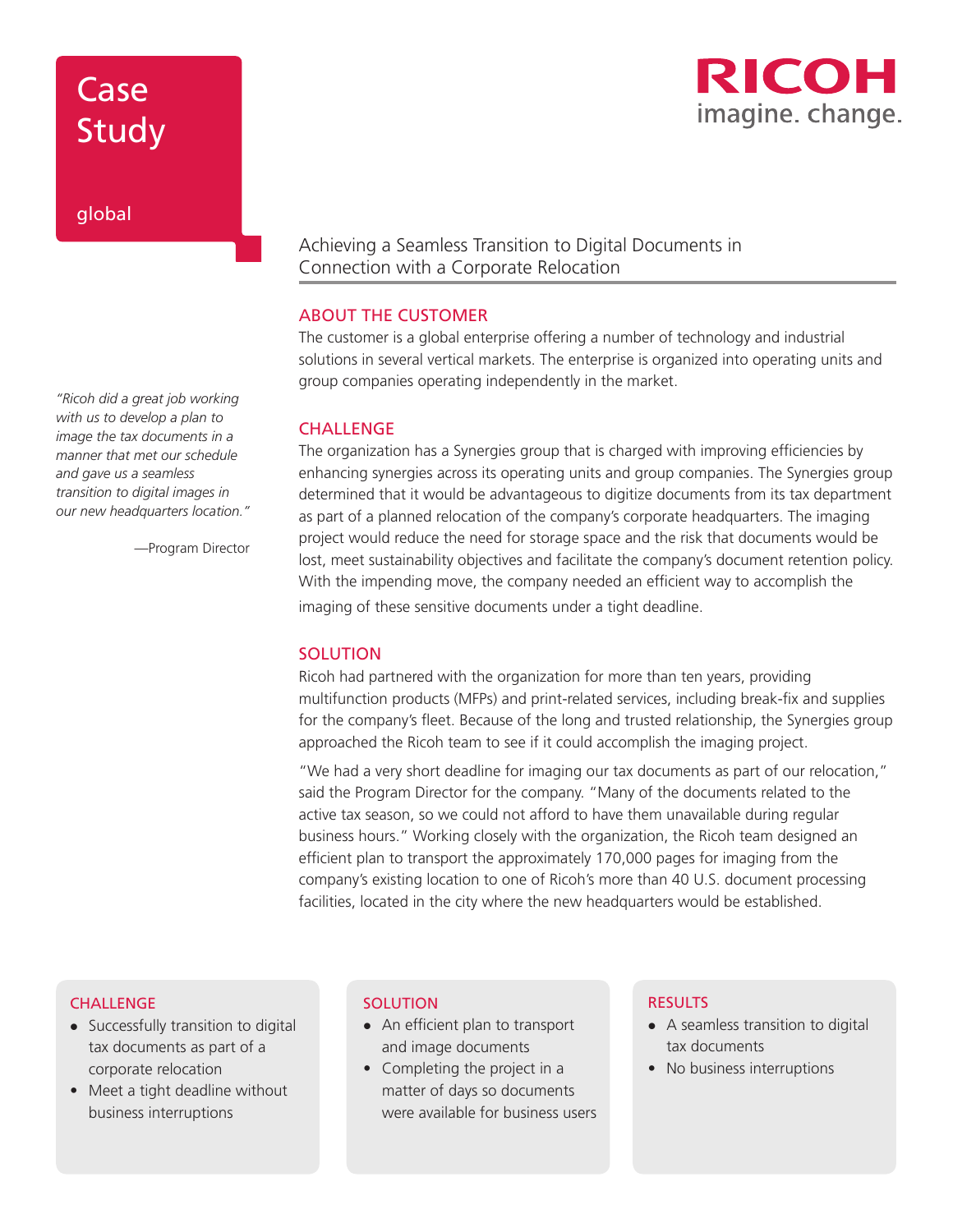# Case Study

global

RICOH
imagine. change.

## Achieving a Seamless Transition to Digital Documents in Connection with a Corporate Relocation

*"Ricoh did a great job working with us to develop a plan to image the tax documents in a manner that met our schedule and gave us a seamless transition to digital images in our new headquarters location."*

—Program Director

### ABOUT THE CUSTOMER

The customer is a global enterprise offering a number of technology and industrial solutions in several vertical markets. The enterprise is organized into operating units and group companies operating independently in the market.

### CHALLENGE

The organization has a Synergies group that is charged with improving efficiencies by enhancing synergies across its operating units and group companies. The Synergies group determined that it would be advantageous to digitize documents from its tax department as part of a planned relocation of the company's corporate headquarters. The imaging project would reduce the need for storage space and the risk that documents would be lost, meet sustainability objectives and facilitate the company's document retention policy. With the impending move, the company needed an efficient way to accomplish the imaging of these sensitive documents under a tight deadline.

### SOLUTION

Ricoh had partnered with the organization for more than ten years, providing multifunction products (MFPs) and print-related services, including break-fix and supplies for the company's fleet. Because of the long and trusted relationship, the Synergies group approached the Ricoh team to see if it could accomplish the imaging project.

"We had a very short deadline for imaging our tax documents as part of our relocation," said the Program Director for the company. "Many of the documents related to the active tax season, so we could not afford to have them unavailable during regular business hours." Working closely with the organization, the Ricoh team designed an efficient plan to transport the approximately 170,000 pages for imaging from the company's existing location to one of Ricoh's more than 40 U.S. document processing facilities, located in the city where the new headquarters would be established.

#### CHALLENGE

- Successfully transition to digital tax documents as part of a corporate relocation
- Meet a tight deadline without business interruptions

#### SOLUTION

- An efficient plan to transport and image documents
- Completing the project in a matter of days so documents were available for business users

#### RESULTS

- A seamless transition to digital tax documents
- No business interruptions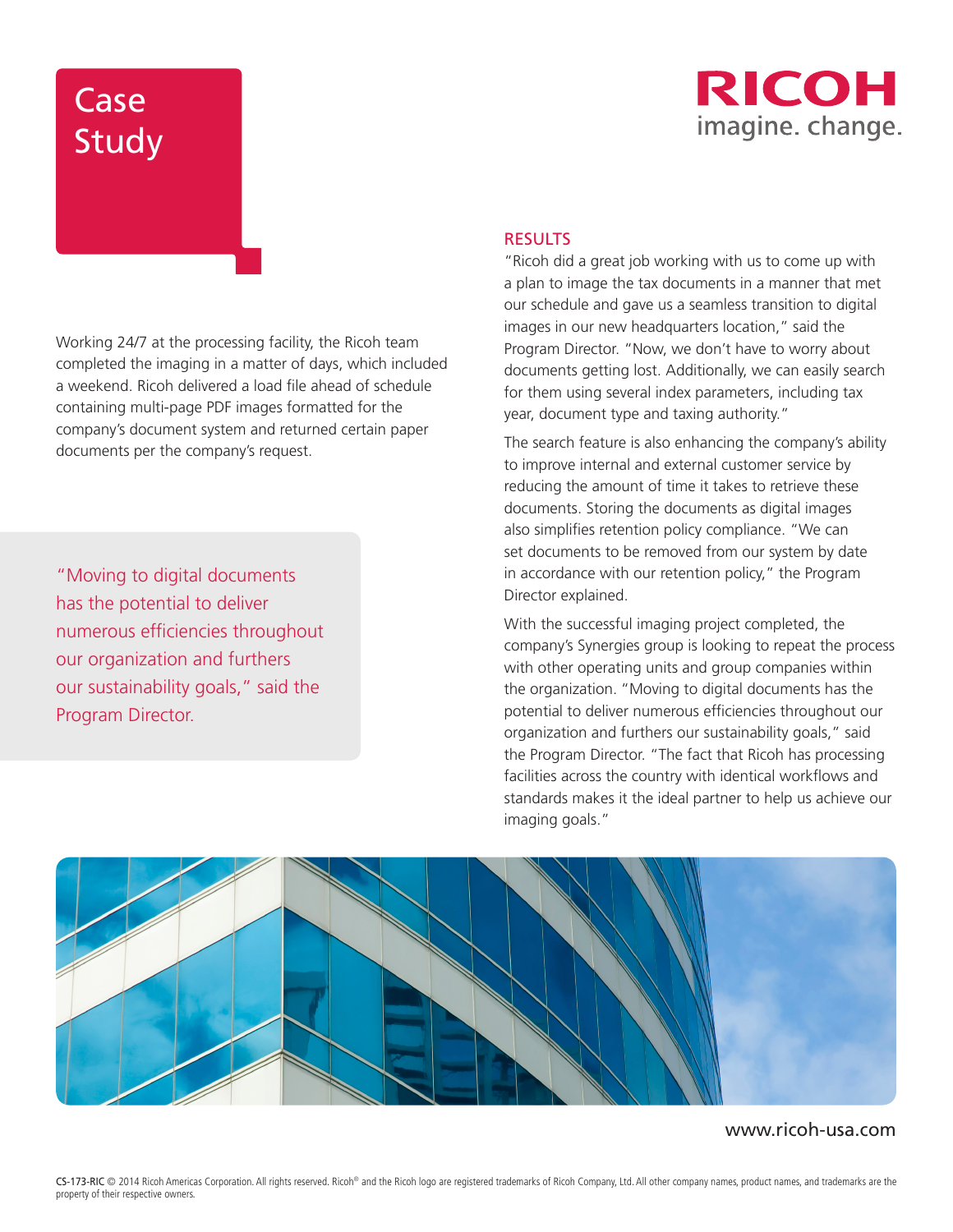# Case Study

RICOH
imagine. change.

Working 24/7 at the processing facility, the Ricoh team completed the imaging in a matter of days, which included a weekend. Ricoh delivered a load file ahead of schedule containing multi-page PDF images formatted for the company's document system and returned certain paper documents per the company's request.

> "Moving to digital documents has the potential to deliver numerous efficiencies throughout our organization and furthers our sustainability goals," said the Program Director.

## RESULTS

"Ricoh did a great job working with us to come up with a plan to image the tax documents in a manner that met our schedule and gave us a seamless transition to digital images in our new headquarters location," said the Program Director. "Now, we don't have to worry about documents getting lost. Additionally, we can easily search for them using several index parameters, including tax year, document type and taxing authority."

The search feature is also enhancing the company's ability to improve internal and external customer service by reducing the amount of time it takes to retrieve these documents. Storing the documents as digital images also simplifies retention policy compliance. "We can set documents to be removed from our system by date in accordance with our retention policy," the Program Director explained.

With the successful imaging project completed, the company's Synergies group is looking to repeat the process with other operating units and group companies within the organization. "Moving to digital documents has the potential to deliver numerous efficiencies throughout our organization and furthers our sustainability goals," said the Program Director. "The fact that Ricoh has processing facilities across the country with identical workflows and standards makes it the ideal partner to help us achieve our imaging goals."

www.ricoh-usa.com

CS-173-RIC © 2014 Ricoh Americas Corporation. All rights reserved. Ricoh® and the Ricoh logo are registered trademarks of Ricoh Company, Ltd. All other company names, product names, and trademarks are the property of their respective owners.